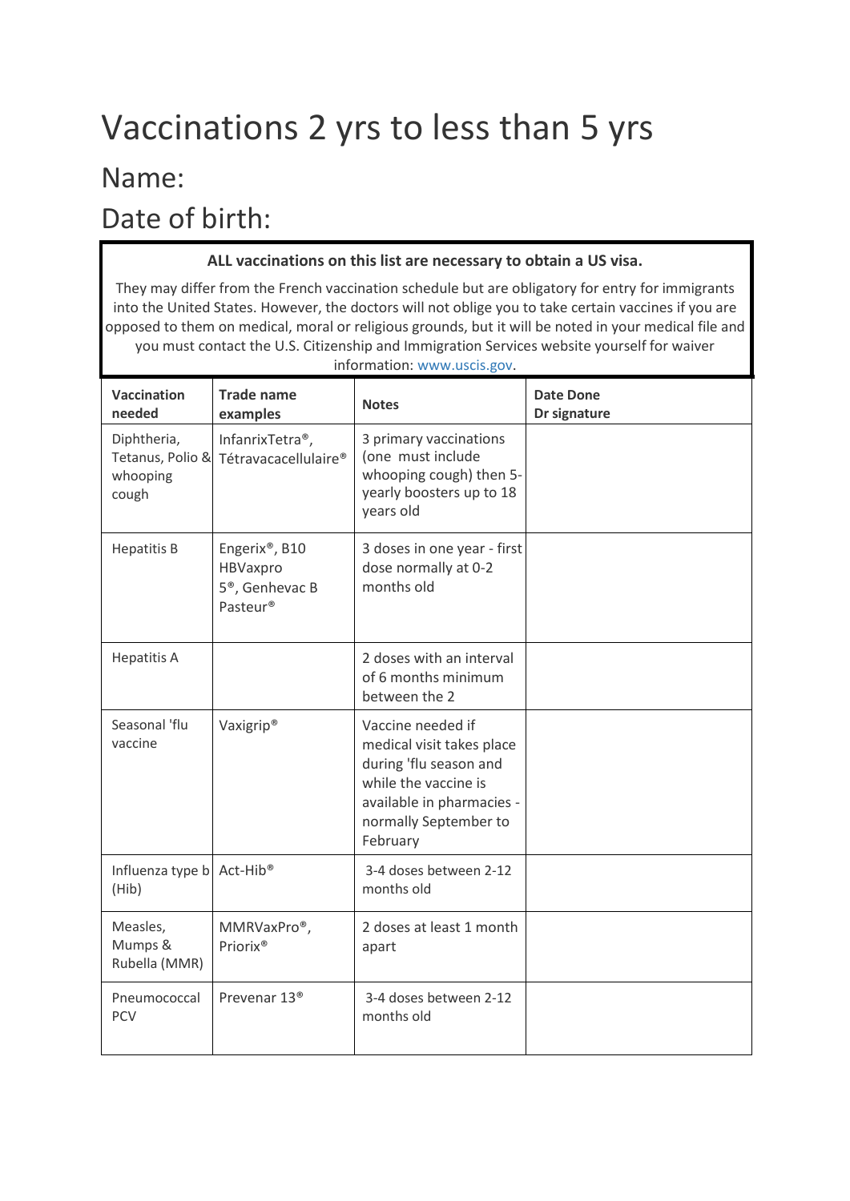# Vaccinations 2 yrs to less than 5 yrs

## Name:

## Date of birth:

**ALL vaccinations on this list are necessary to obtain a US visa.**

They may differ from the French vaccination schedule but are obligatory for entry for immigrants into the United States. However, the doctors will not oblige you to take certain vaccines if you are opposed to them on medical, moral or religious grounds, but it will be noted in your medical file and you must contact the U.S. Citizenship and Immigration Services website yourself for waiver information: www.uscis.gov.

| Vaccination needed | Trade name examples | Notes | Date Done Dr signature |
|---|---|---|---|
| Diphtheria, Tetanus, Polio & whooping cough | InfanrixTetra®, Tétravacacellulaire® | 3 primary vaccinations (one must include whooping cough) then 5-yearly boosters up to 18 years old | |
| Hepatitis B | Engerix®, B10 HBVaxpro 5®, Genhevac B Pasteur® | 3 doses in one year - first dose normally at 0-2 months old | |
| Hepatitis A | | 2 doses with an interval of 6 months minimum between the 2 | |
| Seasonal 'flu vaccine | Vaxigrip® | Vaccine needed if medical visit takes place during 'flu season and while the vaccine is available in pharmacies - normally September to February | |
| Influenza type b (Hib) | Act-Hib® | 3-4 doses between 2-12 months old | |
| Measles, Mumps & Rubella (MMR) | MMRVaxPro®, Priorix® | 2 doses at least 1 month apart | |
| Pneumococcal PCV | Prevenar 13® | 3-4 doses between 2-12 months old | |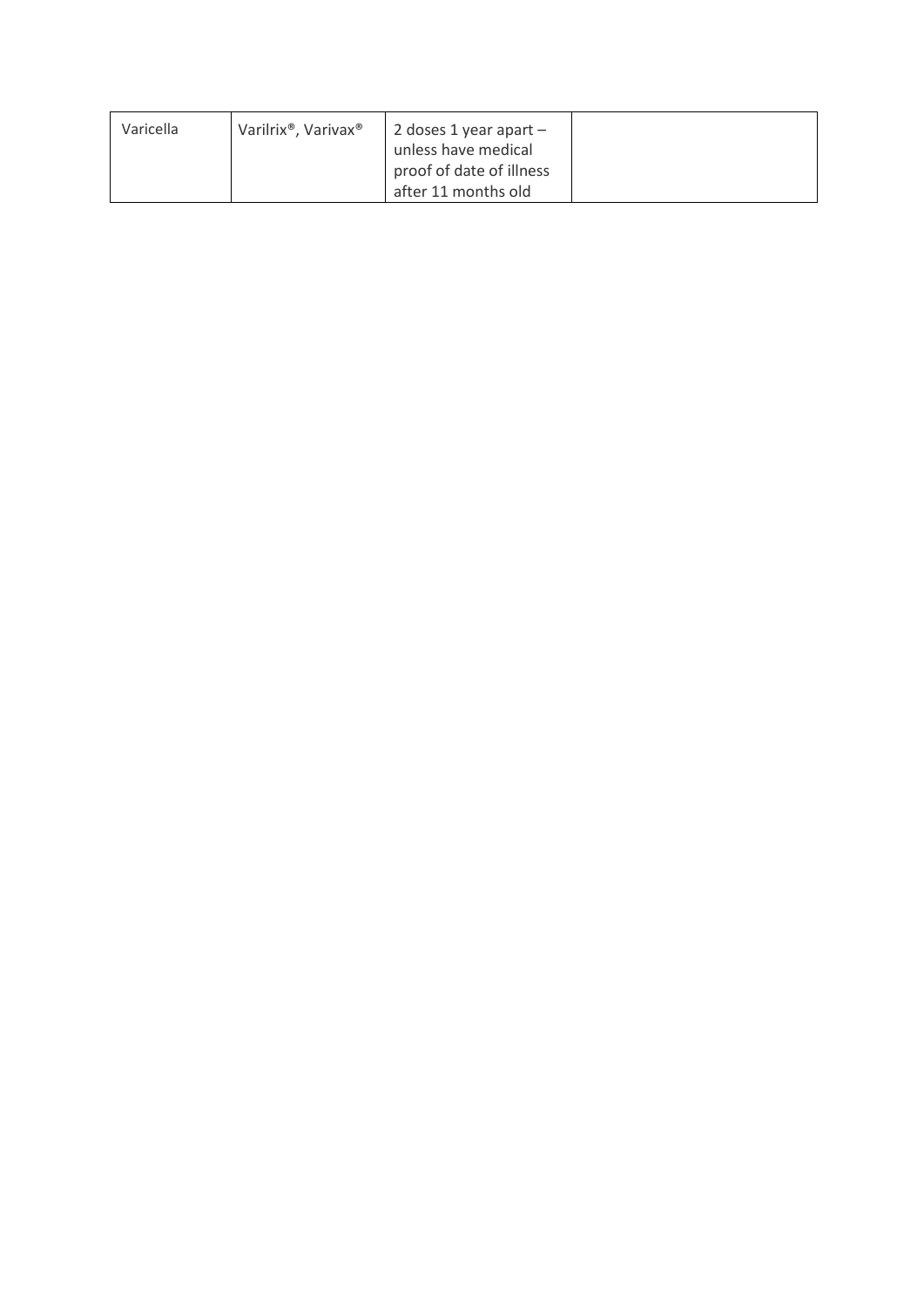| | | | |
|---|---|---|---|
| Varicella | Varilrix®, Varivax® | 2 doses 1 year apart – unless have medical proof of date of illness after 11 months old | |